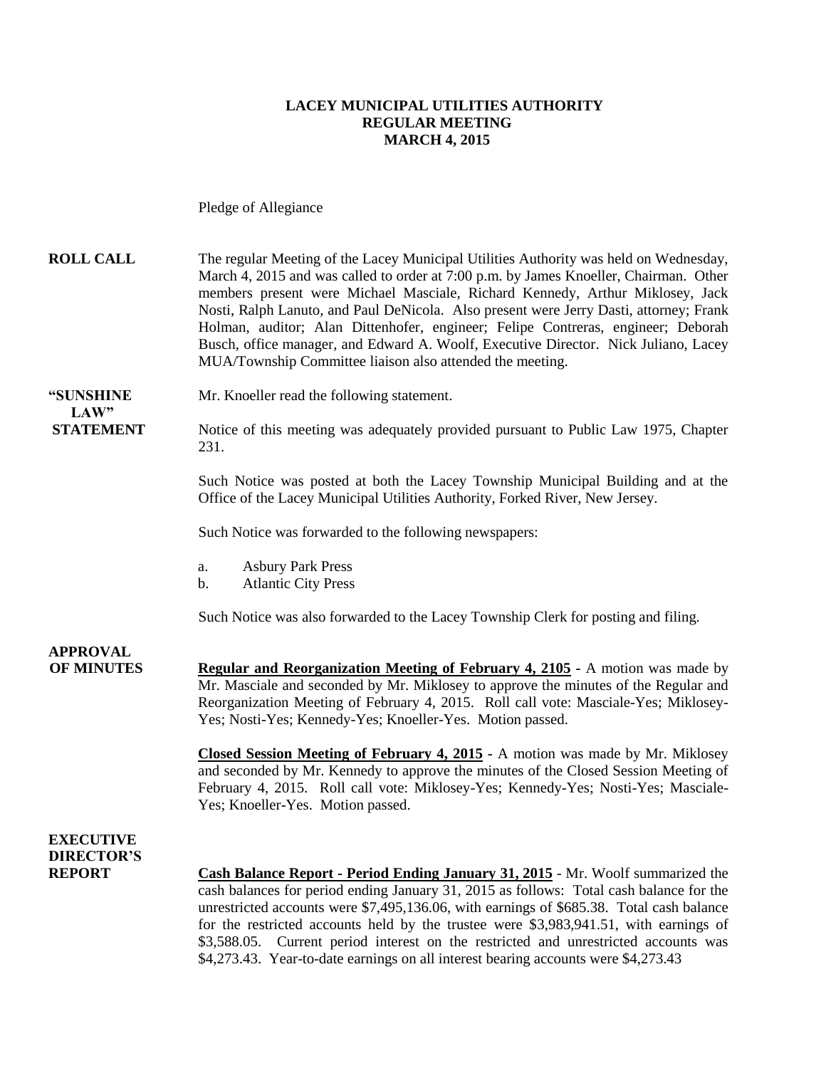# LACEY MUNICIPAL UTILITIES AUTHORITY
## REGULAR MEETING
## MARCH 4, 2015

Pledge of Allegiance

**ROLL CALL**

The regular Meeting of the Lacey Municipal Utilities Authority was held on Wednesday, March 4, 2015 and was called to order at 7:00 p.m. by James Knoeller, Chairman. Other members present were Michael Masciale, Richard Kennedy, Arthur Miklosey, Jack Nosti, Ralph Lanuto, and Paul DeNicola. Also present were Jerry Dasti, attorney; Frank Holman, auditor; Alan Dittenhofer, engineer; Felipe Contreras, engineer; Deborah Busch, office manager, and Edward A. Woolf, Executive Director. Nick Juliano, Lacey MUA/Township Committee liaison also attended the meeting.

**"SUNSHINE LAW" STATEMENT**

Mr. Knoeller read the following statement.

Notice of this meeting was adequately provided pursuant to Public Law 1975, Chapter 231.

Such Notice was posted at both the Lacey Township Municipal Building and at the Office of the Lacey Municipal Utilities Authority, Forked River, New Jersey.

Such Notice was forwarded to the following newspapers:

a. Asbury Park Press
b. Atlantic City Press

Such Notice was also forwarded to the Lacey Township Clerk for posting and filing.

**APPROVAL OF MINUTES**

**Regular and Reorganization Meeting of February 4, 2105** - A motion was made by Mr. Masciale and seconded by Mr. Miklosey to approve the minutes of the Regular and Reorganization Meeting of February 4, 2015. Roll call vote: Masciale-Yes; Miklosey-Yes; Nosti-Yes; Kennedy-Yes; Knoeller-Yes. Motion passed.

**Closed Session Meeting of February 4, 2015** - A motion was made by Mr. Miklosey and seconded by Mr. Kennedy to approve the minutes of the Closed Session Meeting of February 4, 2015. Roll call vote: Miklosey-Yes; Kennedy-Yes; Nosti-Yes; Masciale-Yes; Knoeller-Yes. Motion passed.

**EXECUTIVE DIRECTOR'S REPORT**

**Cash Balance Report - Period Ending January 31, 2015** - Mr. Woolf summarized the cash balances for period ending January 31, 2015 as follows: Total cash balance for the unrestricted accounts were $7,495,136.06, with earnings of $685.38. Total cash balance for the restricted accounts held by the trustee were $3,983,941.51, with earnings of $3,588.05. Current period interest on the restricted and unrestricted accounts was $4,273.43. Year-to-date earnings on all interest bearing accounts were $4,273.43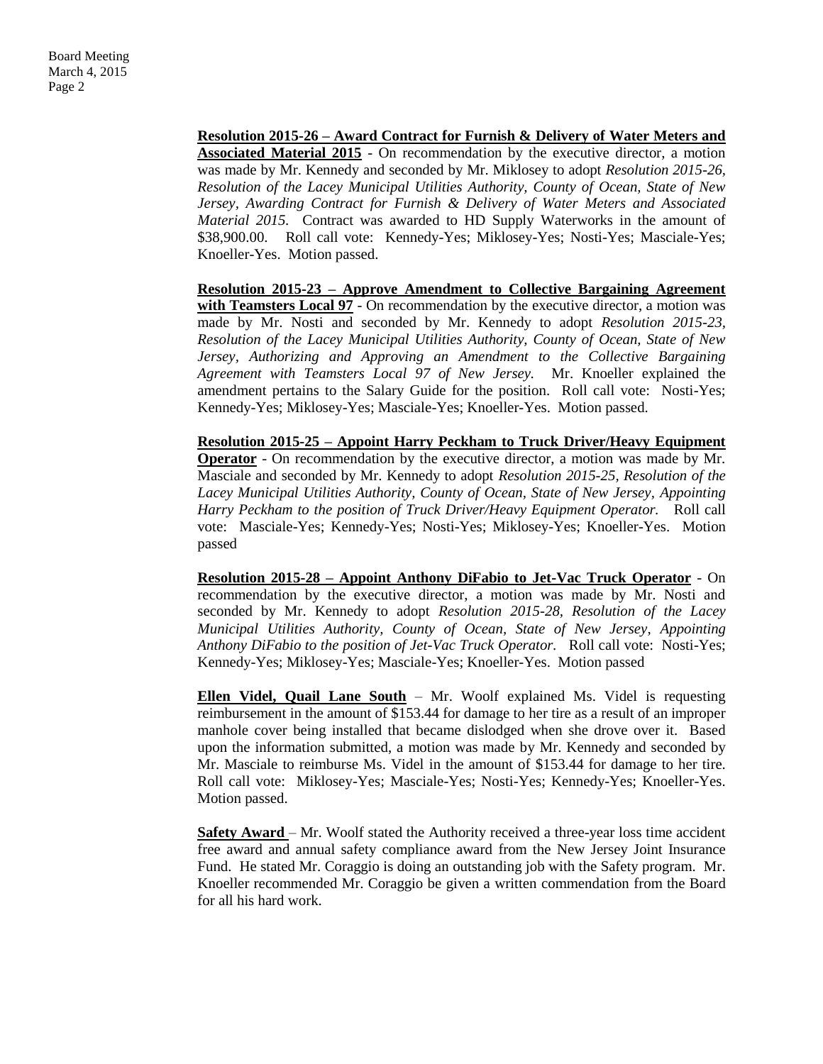**Resolution 2015-26 – Award Contract for Furnish & Delivery of Water Meters and Associated Material 2015** - On recommendation by the executive director, a motion was made by Mr. Kennedy and seconded by Mr. Miklosey to adopt *Resolution 2015-26, Resolution of the Lacey Municipal Utilities Authority, County of Ocean, State of New Jersey, Awarding Contract for Furnish & Delivery of Water Meters and Associated Material 2015.* Contract was awarded to HD Supply Waterworks in the amount of $38,900.00. Roll call vote: Kennedy-Yes; Miklosey-Yes; Nosti-Yes; Masciale-Yes; Knoeller-Yes. Motion passed.

**Resolution 2015-23 – Approve Amendment to Collective Bargaining Agreement with Teamsters Local 97** - On recommendation by the executive director, a motion was made by Mr. Nosti and seconded by Mr. Kennedy to adopt *Resolution 2015-23, Resolution of the Lacey Municipal Utilities Authority, County of Ocean, State of New Jersey, Authorizing and Approving an Amendment to the Collective Bargaining Agreement with Teamsters Local 97 of New Jersey.* Mr. Knoeller explained the amendment pertains to the Salary Guide for the position. Roll call vote: Nosti-Yes; Kennedy-Yes; Miklosey-Yes; Masciale-Yes; Knoeller-Yes. Motion passed.

**Resolution 2015-25 – Appoint Harry Peckham to Truck Driver/Heavy Equipment Operator** - On recommendation by the executive director, a motion was made by Mr. Masciale and seconded by Mr. Kennedy to adopt *Resolution 2015-25, Resolution of the Lacey Municipal Utilities Authority, County of Ocean, State of New Jersey, Appointing Harry Peckham to the position of Truck Driver/Heavy Equipment Operator.* Roll call vote: Masciale-Yes; Kennedy-Yes; Nosti-Yes; Miklosey-Yes; Knoeller-Yes. Motion passed

**Resolution 2015-28 – Appoint Anthony DiFabio to Jet-Vac Truck Operator** - On recommendation by the executive director, a motion was made by Mr. Nosti and seconded by Mr. Kennedy to adopt *Resolution 2015-28, Resolution of the Lacey Municipal Utilities Authority, County of Ocean, State of New Jersey, Appointing Anthony DiFabio to the position of Jet-Vac Truck Operator.* Roll call vote: Nosti-Yes; Kennedy-Yes; Miklosey-Yes; Masciale-Yes; Knoeller-Yes. Motion passed

**Ellen Videl, Quail Lane South** – Mr. Woolf explained Ms. Videl is requesting reimbursement in the amount of $153.44 for damage to her tire as a result of an improper manhole cover being installed that became dislodged when she drove over it. Based upon the information submitted, a motion was made by Mr. Kennedy and seconded by Mr. Masciale to reimburse Ms. Videl in the amount of $153.44 for damage to her tire. Roll call vote: Miklosey-Yes; Masciale-Yes; Nosti-Yes; Kennedy-Yes; Knoeller-Yes. Motion passed.

**Safety Award** – Mr. Woolf stated the Authority received a three-year loss time accident free award and annual safety compliance award from the New Jersey Joint Insurance Fund. He stated Mr. Coraggio is doing an outstanding job with the Safety program. Mr. Knoeller recommended Mr. Coraggio be given a written commendation from the Board for all his hard work.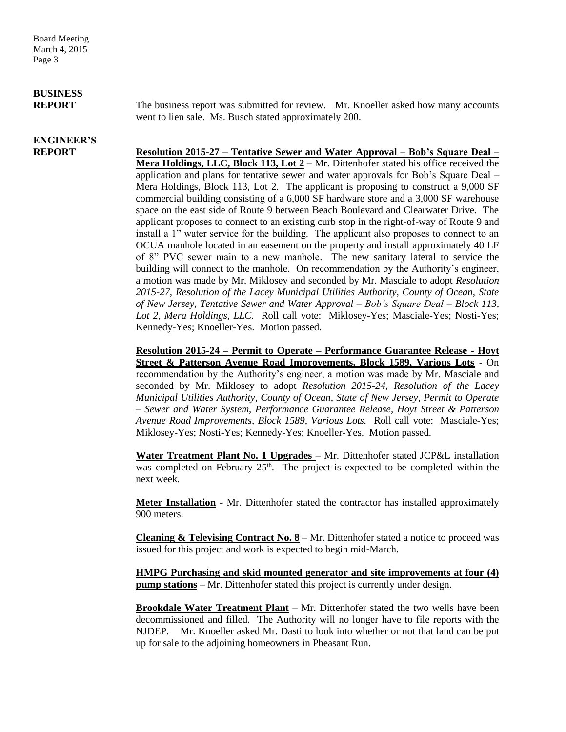**BUSINESS REPORT**

The business report was submitted for review. Mr. Knoeller asked how many accounts went to lien sale. Ms. Busch stated approximately 200.

**ENGINEER'S REPORT**

**Resolution 2015-27 – Tentative Sewer and Water Approval – Bob's Square Deal – Mera Holdings, LLC, Block 113, Lot 2** – Mr. Dittenhofer stated his office received the application and plans for tentative sewer and water approvals for Bob's Square Deal – Mera Holdings, Block 113, Lot 2. The applicant is proposing to construct a 9,000 SF commercial building consisting of a 6,000 SF hardware store and a 3,000 SF warehouse space on the east side of Route 9 between Beach Boulevard and Clearwater Drive. The applicant proposes to connect to an existing curb stop in the right-of-way of Route 9 and install a 1" water service for the building. The applicant also proposes to connect to an OCUA manhole located in an easement on the property and install approximately 40 LF of 8" PVC sewer main to a new manhole. The new sanitary lateral to service the building will connect to the manhole. On recommendation by the Authority's engineer, a motion was made by Mr. Miklosey and seconded by Mr. Masciale to adopt *Resolution 2015-27, Resolution of the Lacey Municipal Utilities Authority, County of Ocean, State of New Jersey, Tentative Sewer and Water Approval – Bob's Square Deal – Block 113, Lot 2, Mera Holdings, LLC.* Roll call vote: Miklosey-Yes; Masciale-Yes; Nosti-Yes; Kennedy-Yes; Knoeller-Yes. Motion passed.

**Resolution 2015-24 – Permit to Operate – Performance Guarantee Release - Hoyt Street & Patterson Avenue Road Improvements, Block 1589, Various Lots** - On recommendation by the Authority's engineer, a motion was made by Mr. Masciale and seconded by Mr. Miklosey to adopt *Resolution 2015-24, Resolution of the Lacey Municipal Utilities Authority, County of Ocean, State of New Jersey, Permit to Operate – Sewer and Water System, Performance Guarantee Release, Hoyt Street & Patterson Avenue Road Improvements, Block 1589, Various Lots.* Roll call vote: Masciale-Yes; Miklosey-Yes; Nosti-Yes; Kennedy-Yes; Knoeller-Yes. Motion passed.

**Water Treatment Plant No. 1 Upgrades** – Mr. Dittenhofer stated JCP&L installation was completed on February 25th. The project is expected to be completed within the next week.

**Meter Installation** - Mr. Dittenhofer stated the contractor has installed approximately 900 meters.

**Cleaning & Televising Contract No. 8** – Mr. Dittenhofer stated a notice to proceed was issued for this project and work is expected to begin mid-March.

**HMPG Purchasing and skid mounted generator and site improvements at four (4) pump stations** – Mr. Dittenhofer stated this project is currently under design.

**Brookdale Water Treatment Plant** – Mr. Dittenhofer stated the two wells have been decommissioned and filled. The Authority will no longer have to file reports with the NJDEP. Mr. Knoeller asked Mr. Dasti to look into whether or not that land can be put up for sale to the adjoining homeowners in Pheasant Run.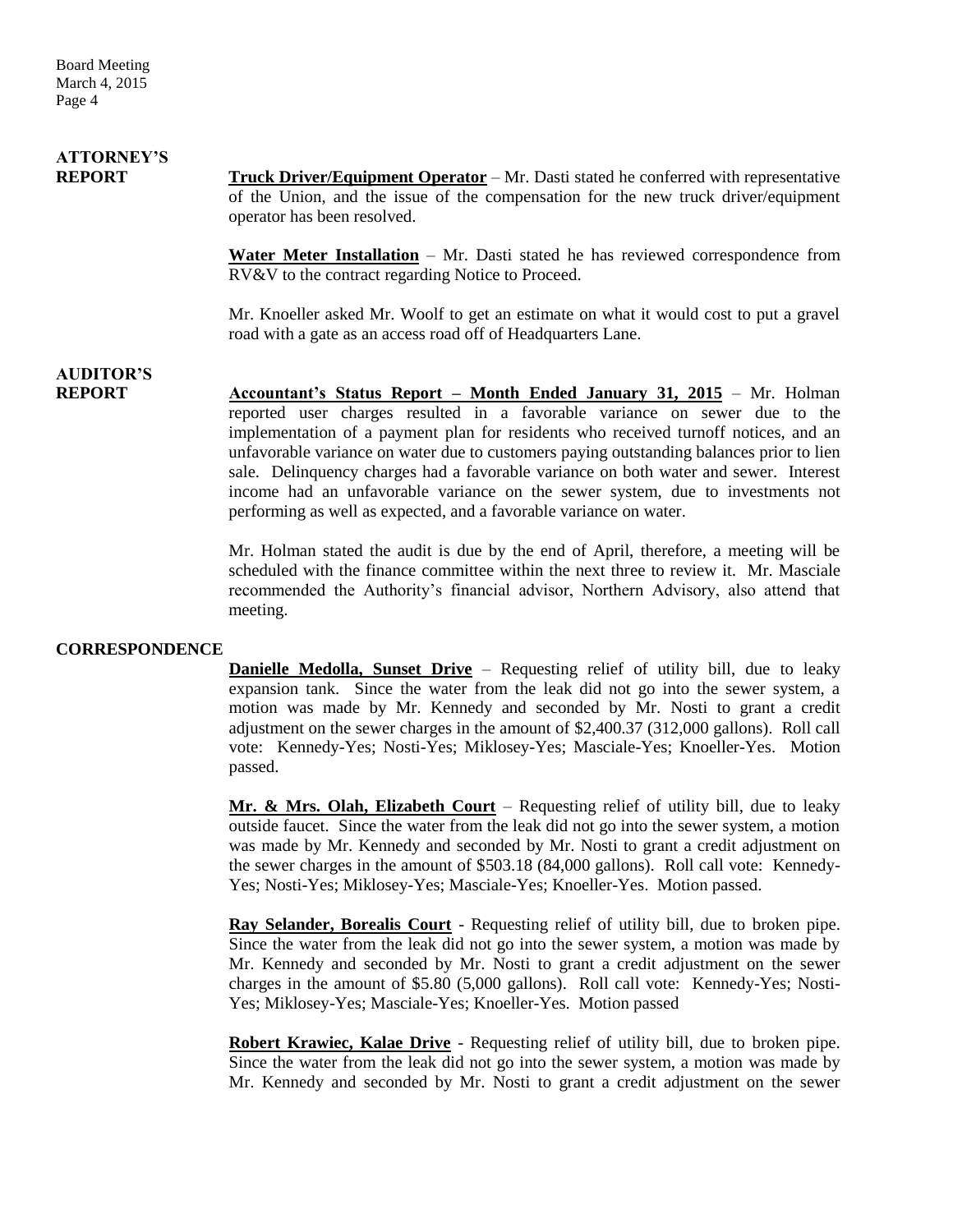## ATTORNEY'S REPORT

**Truck Driver/Equipment Operator** – Mr. Dasti stated he conferred with representative of the Union, and the issue of the compensation for the new truck driver/equipment operator has been resolved.

**Water Meter Installation** – Mr. Dasti stated he has reviewed correspondence from RV&V to the contract regarding Notice to Proceed.

Mr. Knoeller asked Mr. Woolf to get an estimate on what it would cost to put a gravel road with a gate as an access road off of Headquarters Lane.

## AUDITOR'S REPORT

**Accountant's Status Report – Month Ended January 31, 2015** – Mr. Holman reported user charges resulted in a favorable variance on sewer due to the implementation of a payment plan for residents who received turnoff notices, and an unfavorable variance on water due to customers paying outstanding balances prior to lien sale. Delinquency charges had a favorable variance on both water and sewer. Interest income had an unfavorable variance on the sewer system, due to investments not performing as well as expected, and a favorable variance on water.

Mr. Holman stated the audit is due by the end of April, therefore, a meeting will be scheduled with the finance committee within the next three to review it. Mr. Masciale recommended the Authority's financial advisor, Northern Advisory, also attend that meeting.

## CORRESPONDENCE

**Danielle Medolla, Sunset Drive** – Requesting relief of utility bill, due to leaky expansion tank. Since the water from the leak did not go into the sewer system, a motion was made by Mr. Kennedy and seconded by Mr. Nosti to grant a credit adjustment on the sewer charges in the amount of $2,400.37 (312,000 gallons). Roll call vote: Kennedy-Yes; Nosti-Yes; Miklosey-Yes; Masciale-Yes; Knoeller-Yes. Motion passed.

**Mr. & Mrs. Olah, Elizabeth Court** – Requesting relief of utility bill, due to leaky outside faucet. Since the water from the leak did not go into the sewer system, a motion was made by Mr. Kennedy and seconded by Mr. Nosti to grant a credit adjustment on the sewer charges in the amount of $503.18 (84,000 gallons). Roll call vote: Kennedy-Yes; Nosti-Yes; Miklosey-Yes; Masciale-Yes; Knoeller-Yes. Motion passed.

**Ray Selander, Borealis Court** - Requesting relief of utility bill, due to broken pipe. Since the water from the leak did not go into the sewer system, a motion was made by Mr. Kennedy and seconded by Mr. Nosti to grant a credit adjustment on the sewer charges in the amount of $5.80 (5,000 gallons). Roll call vote: Kennedy-Yes; Nosti-Yes; Miklosey-Yes; Masciale-Yes; Knoeller-Yes. Motion passed

**Robert Krawiec, Kalae Drive** - Requesting relief of utility bill, due to broken pipe. Since the water from the leak did not go into the sewer system, a motion was made by Mr. Kennedy and seconded by Mr. Nosti to grant a credit adjustment on the sewer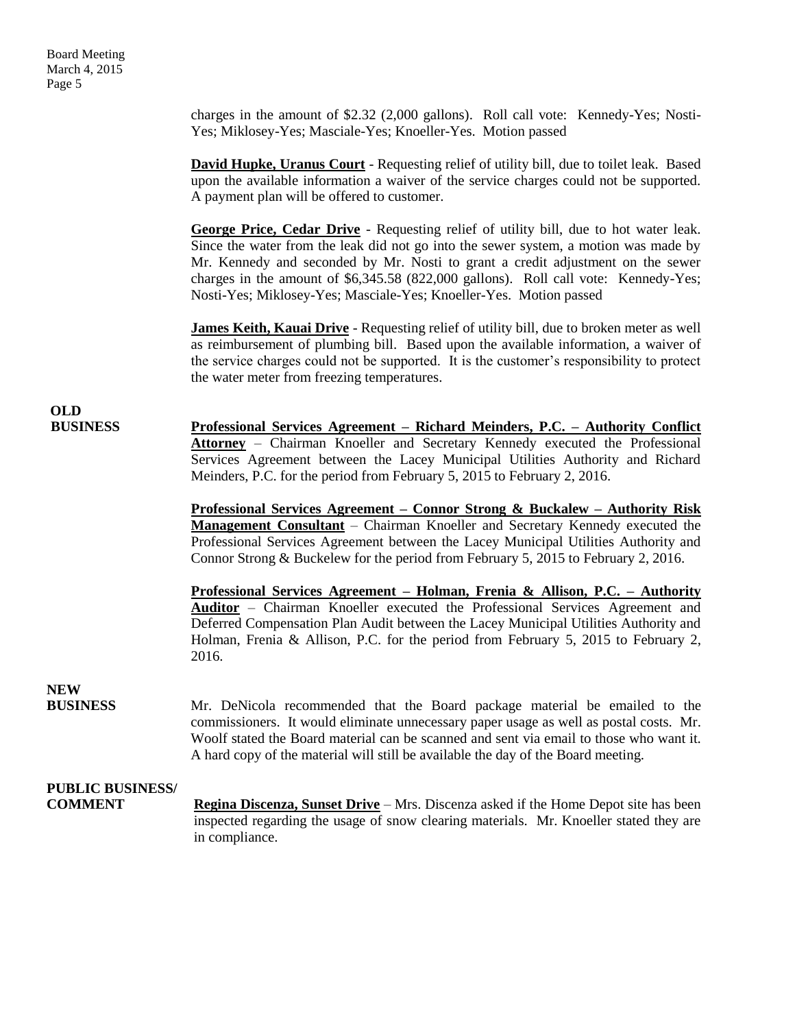charges in the amount of $2.32 (2,000 gallons). Roll call vote: Kennedy-Yes; Nosti-Yes; Miklosey-Yes; Masciale-Yes; Knoeller-Yes. Motion passed

**David Hupke, Uranus Court** - Requesting relief of utility bill, due to toilet leak. Based upon the available information a waiver of the service charges could not be supported. A payment plan will be offered to customer.

**George Price, Cedar Drive** - Requesting relief of utility bill, due to hot water leak. Since the water from the leak did not go into the sewer system, a motion was made by Mr. Kennedy and seconded by Mr. Nosti to grant a credit adjustment on the sewer charges in the amount of $6,345.58 (822,000 gallons). Roll call vote: Kennedy-Yes; Nosti-Yes; Miklosey-Yes; Masciale-Yes; Knoeller-Yes. Motion passed

**James Keith, Kauai Drive** - Requesting relief of utility bill, due to broken meter as well as reimbursement of plumbing bill. Based upon the available information, a waiver of the service charges could not be supported. It is the customer's responsibility to protect the water meter from freezing temperatures.

**OLD BUSINESS**

**Professional Services Agreement – Richard Meinders, P.C. – Authority Conflict Attorney** – Chairman Knoeller and Secretary Kennedy executed the Professional Services Agreement between the Lacey Municipal Utilities Authority and Richard Meinders, P.C. for the period from February 5, 2015 to February 2, 2016.

**Professional Services Agreement – Connor Strong & Buckalew – Authority Risk Management Consultant** – Chairman Knoeller and Secretary Kennedy executed the Professional Services Agreement between the Lacey Municipal Utilities Authority and Connor Strong & Buckelew for the period from February 5, 2015 to February 2, 2016.

**Professional Services Agreement – Holman, Frenia & Allison, P.C. – Authority Auditor** – Chairman Knoeller executed the Professional Services Agreement and Deferred Compensation Plan Audit between the Lacey Municipal Utilities Authority and Holman, Frenia & Allison, P.C. for the period from February 5, 2015 to February 2, 2016.

**NEW BUSINESS**

Mr. DeNicola recommended that the Board package material be emailed to the commissioners. It would eliminate unnecessary paper usage as well as postal costs. Mr. Woolf stated the Board material can be scanned and sent via email to those who want it. A hard copy of the material will still be available the day of the Board meeting.

**PUBLIC BUSINESS/ COMMENT**

**Regina Discenza, Sunset Drive** – Mrs. Discenza asked if the Home Depot site has been inspected regarding the usage of snow clearing materials. Mr. Knoeller stated they are in compliance.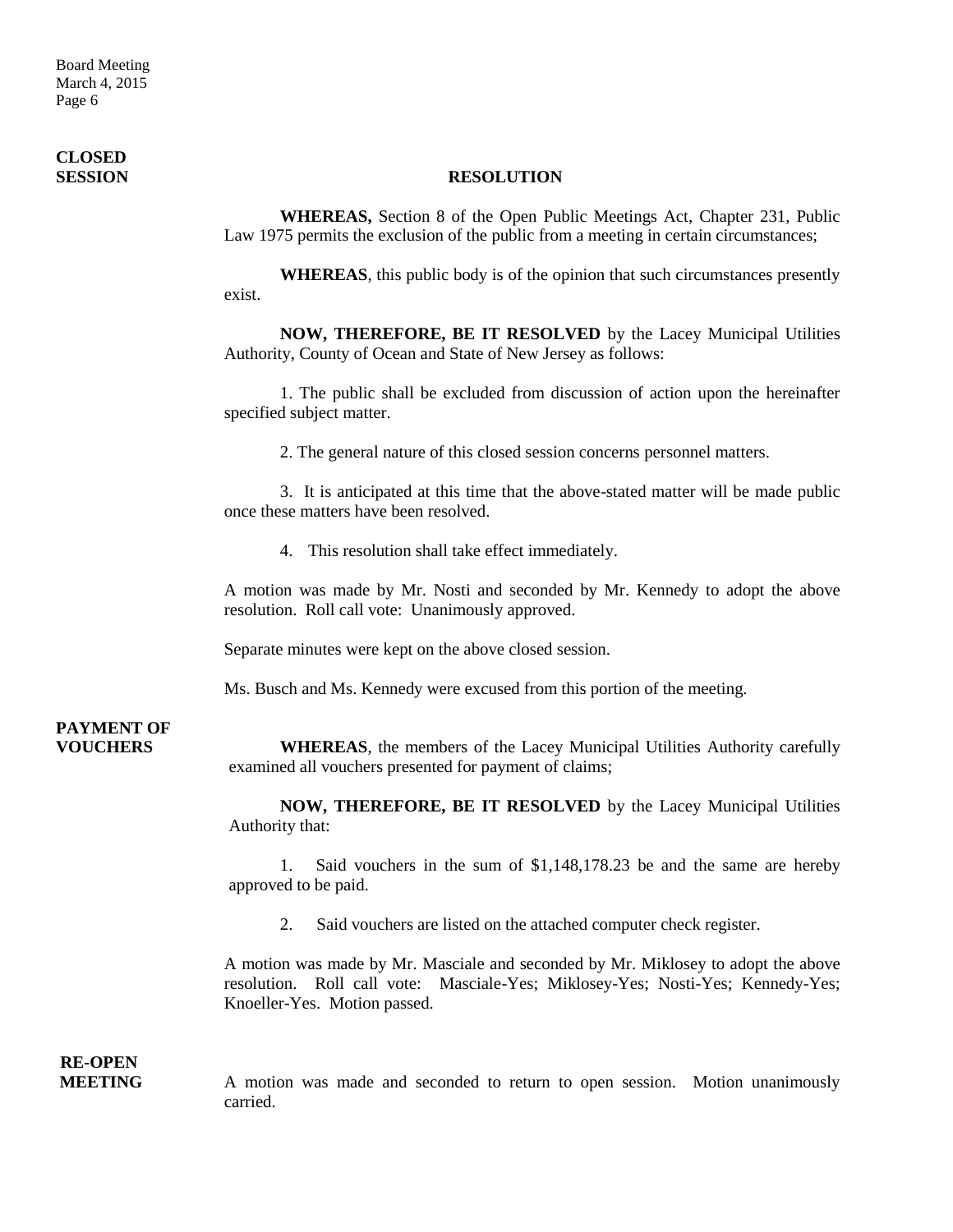**CLOSED SESSION**

**RESOLUTION**

**WHEREAS,** Section 8 of the Open Public Meetings Act, Chapter 231, Public Law 1975 permits the exclusion of the public from a meeting in certain circumstances;

**WHEREAS**, this public body is of the opinion that such circumstances presently exist.

**NOW, THEREFORE, BE IT RESOLVED** by the Lacey Municipal Utilities Authority, County of Ocean and State of New Jersey as follows:

1. The public shall be excluded from discussion of action upon the hereinafter specified subject matter.

2. The general nature of this closed session concerns personnel matters.

3. It is anticipated at this time that the above-stated matter will be made public once these matters have been resolved.

4. This resolution shall take effect immediately.

A motion was made by Mr. Nosti and seconded by Mr. Kennedy to adopt the above resolution. Roll call vote: Unanimously approved.

Separate minutes were kept on the above closed session.

Ms. Busch and Ms. Kennedy were excused from this portion of the meeting.

**PAYMENT OF VOUCHERS**

**WHEREAS**, the members of the Lacey Municipal Utilities Authority carefully examined all vouchers presented for payment of claims;

**NOW, THEREFORE, BE IT RESOLVED** by the Lacey Municipal Utilities Authority that:

1. Said vouchers in the sum of $1,148,178.23 be and the same are hereby approved to be paid.

2. Said vouchers are listed on the attached computer check register.

A motion was made by Mr. Masciale and seconded by Mr. Miklosey to adopt the above resolution. Roll call vote: Masciale-Yes; Miklosey-Yes; Nosti-Yes; Kennedy-Yes; Knoeller-Yes. Motion passed.

**RE-OPEN MEETING**

A motion was made and seconded to return to open session. Motion unanimously carried.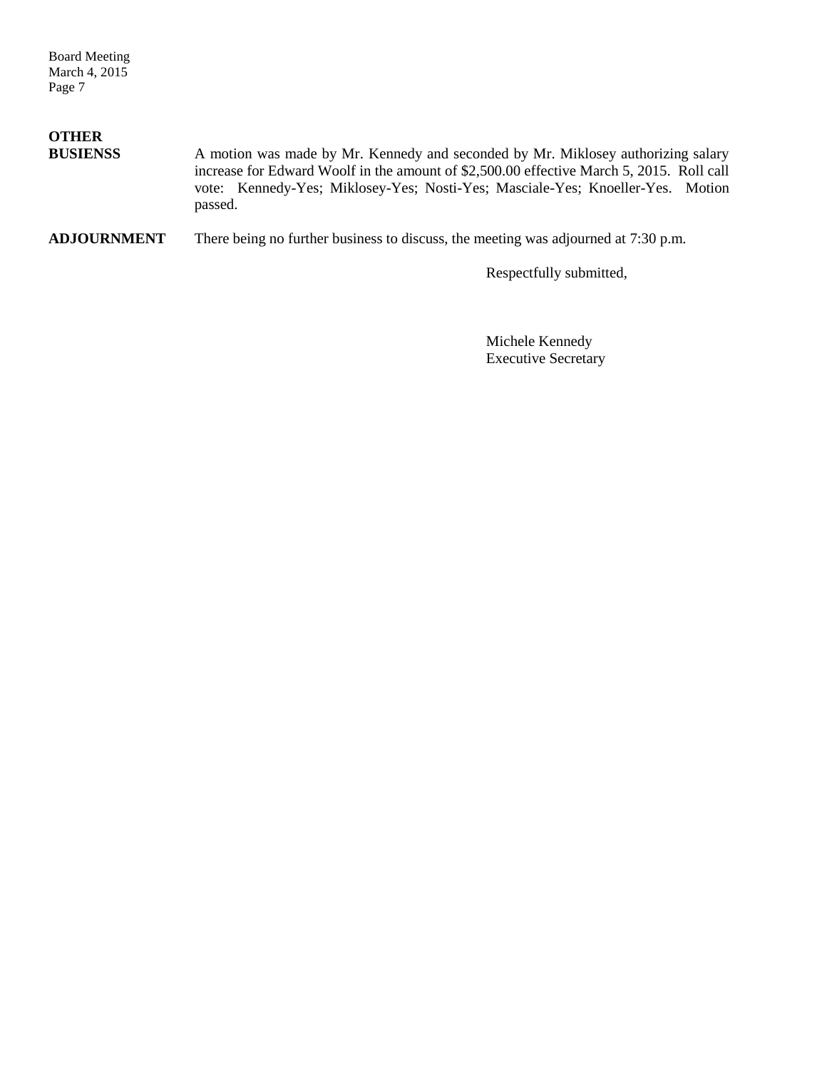**OTHER BUSIENSS** A motion was made by Mr. Kennedy and seconded by Mr. Miklosey authorizing salary increase for Edward Woolf in the amount of $2,500.00 effective March 5, 2015. Roll call vote: Kennedy-Yes; Miklosey-Yes; Nosti-Yes; Masciale-Yes; Knoeller-Yes. Motion passed.

**ADJOURNMENT** There being no further business to discuss, the meeting was adjourned at 7:30 p.m.

Respectfully submitted,

Michele Kennedy
Executive Secretary